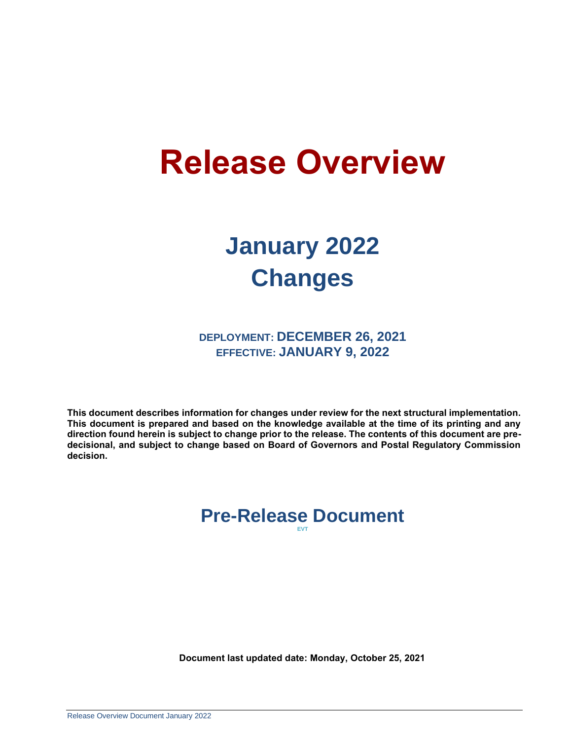# Release Overview

## January 2022 Changes

**DEPLOYMENT: DECEMBER 26, 2021**
**EFFECTIVE: JANUARY 9, 2022**

**This document describes information for changes under review for the next structural implementation. This document is prepared and based on the knowledge available at the time of its printing and any direction found herein is subject to change prior to the release. The contents of this document are pre-decisional, and subject to change based on Board of Governors and Postal Regulatory Commission decision.**

## Pre-Release Document

EVT

**Document last updated date: Monday, October 25, 2021**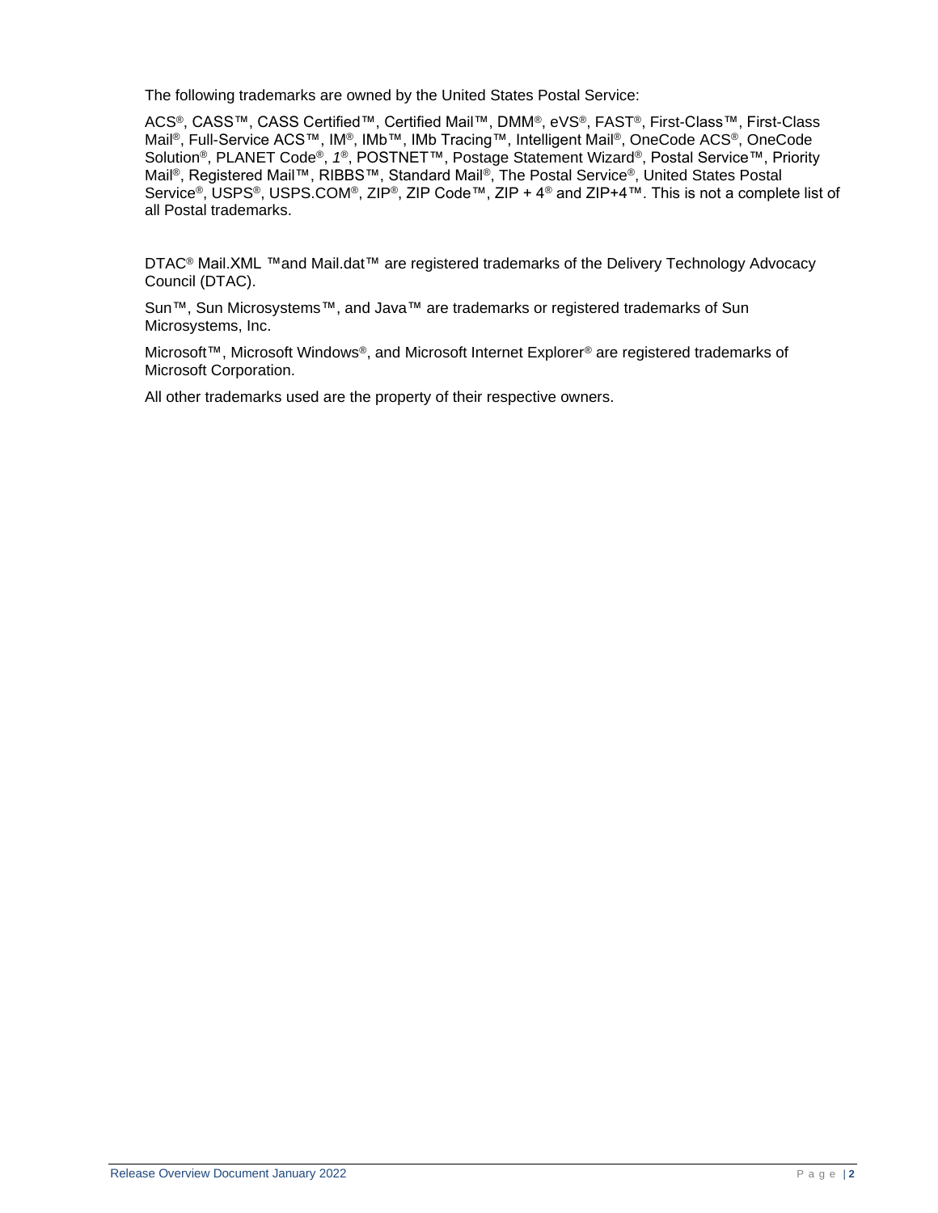The following trademarks are owned by the United States Postal Service:

ACS®, CASS™, CASS Certified™, Certified Mail™, DMM®, eVS®, FAST®, First-Class™, First-Class Mail®, Full-Service ACS™, IM®, IMb™, IMb Tracing™, Intelligent Mail®, OneCode ACS®, OneCode Solution®, PLANET Code®, *1*®, POSTNET™, Postage Statement Wizard®, Postal Service™, Priority Mail®, Registered Mail™, RIBBS™, Standard Mail®, The Postal Service®, United States Postal Service®, USPS®, USPS.COM®, ZIP®, ZIP Code™, ZIP + 4® and ZIP+4™. This is not a complete list of all Postal trademarks.

DTAC® Mail.XML ™and Mail.dat™ are registered trademarks of the Delivery Technology Advocacy Council (DTAC).

Sun™, Sun Microsystems™, and Java™ are trademarks or registered trademarks of Sun Microsystems, Inc.

Microsoft™, Microsoft Windows®, and Microsoft Internet Explorer® are registered trademarks of Microsoft Corporation.

All other trademarks used are the property of their respective owners.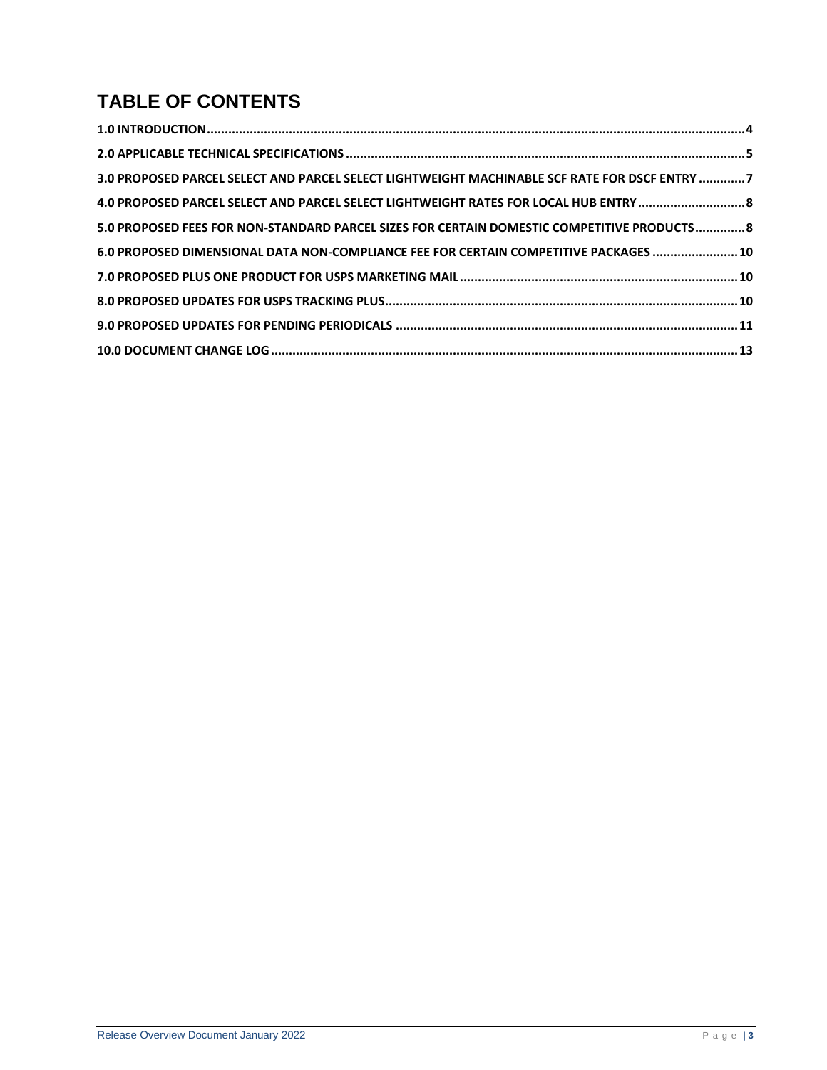# TABLE OF CONTENTS

**1.0 INTRODUCTION** .......... 4

**2.0 APPLICABLE TECHNICAL SPECIFICATIONS** .......... 5

**3.0 PROPOSED PARCEL SELECT AND PARCEL SELECT LIGHTWEIGHT MACHINABLE SCF RATE FOR DSCF ENTRY** .......... 7

**4.0 PROPOSED PARCEL SELECT AND PARCEL SELECT LIGHTWEIGHT RATES FOR LOCAL HUB ENTRY** .......... 8

**5.0 PROPOSED FEES FOR NON-STANDARD PARCEL SIZES FOR CERTAIN DOMESTIC COMPETITIVE PRODUCTS** .......... 8

**6.0 PROPOSED DIMENSIONAL DATA NON-COMPLIANCE FEE FOR CERTAIN COMPETITIVE PACKAGES** .......... 10

**7.0 PROPOSED PLUS ONE PRODUCT FOR USPS MARKETING MAIL** .......... 10

**8.0 PROPOSED UPDATES FOR USPS TRACKING PLUS** .......... 10

**9.0 PROPOSED UPDATES FOR PENDING PERIODICALS** .......... 11

**10.0 DOCUMENT CHANGE LOG** .......... 13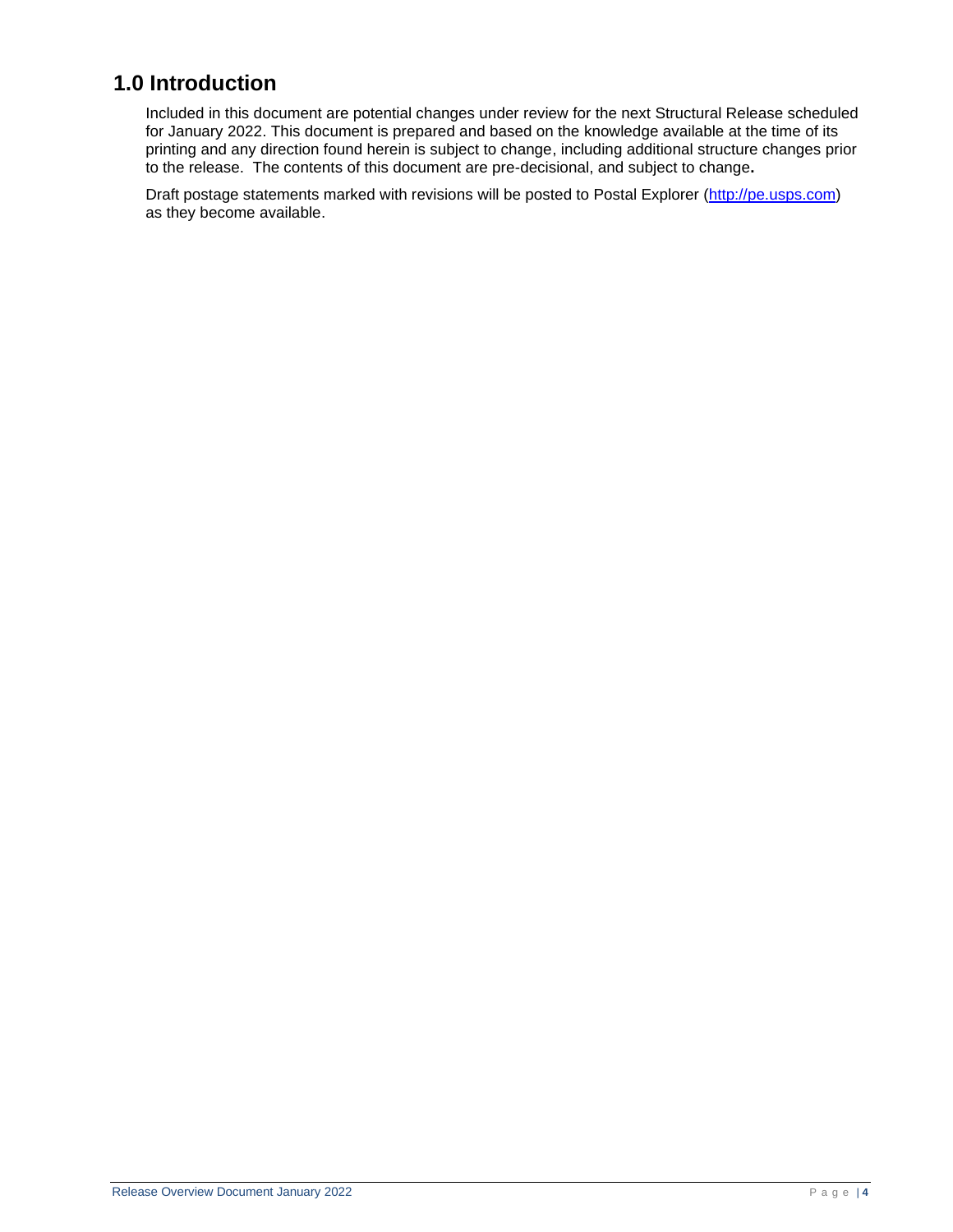# 1.0 Introduction

Included in this document are potential changes under review for the next Structural Release scheduled for January 2022. This document is prepared and based on the knowledge available at the time of its printing and any direction found herein is subject to change, including additional structure changes prior to the release. The contents of this document are pre-decisional, and subject to change**.**

Draft postage statements marked with revisions will be posted to Postal Explorer ([http://pe.usps.com](http://pe.usps.com)) as they become available.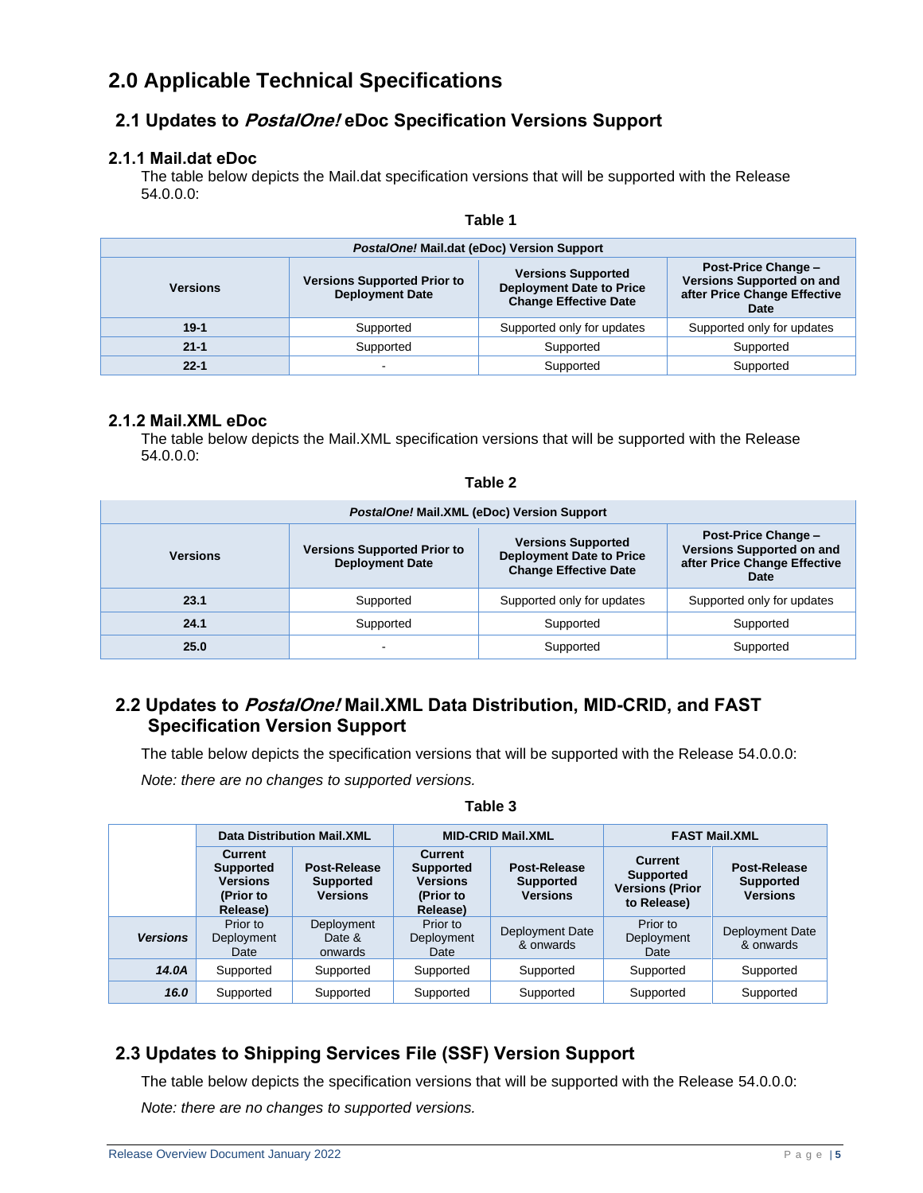# 2.0 Applicable Technical Specifications

## 2.1 Updates to *PostalOne!* eDoc Specification Versions Support

### 2.1.1 Mail.dat eDoc

The table below depicts the Mail.dat specification versions that will be supported with the Release 54.0.0.0:

**Table 1**

| ***PostalOne!* Mail.dat (eDoc) Version Support** | | | |
|---|---|---|---|
| **Versions** | **Versions Supported Prior to Deployment Date** | **Versions Supported Deployment Date to Price Change Effective Date** | **Post-Price Change – Versions Supported on and after Price Change Effective Date** |
| **19-1** | Supported | Supported only for updates | Supported only for updates |
| **21-1** | Supported | Supported | Supported |
| **22-1** | - | Supported | Supported |

### 2.1.2 Mail.XML eDoc

The table below depicts the Mail.XML specification versions that will be supported with the Release 54.0.0.0:

**Table 2**

| ***PostalOne!* Mail.XML (eDoc) Version Support** | | | |
|---|---|---|---|
| **Versions** | **Versions Supported Prior to Deployment Date** | **Versions Supported Deployment Date to Price Change Effective Date** | **Post-Price Change – Versions Supported on and after Price Change Effective Date** |
| **23.1** | Supported | Supported only for updates | Supported only for updates |
| **24.1** | Supported | Supported | Supported |
| **25.0** | - | Supported | Supported |

## 2.2 Updates to *PostalOne!* Mail.XML Data Distribution, MID-CRID, and FAST Specification Version Support

The table below depicts the specification versions that will be supported with the Release 54.0.0.0:

*Note: there are no changes to supported versions.*

**Table 3**

| | **Data Distribution Mail.XML** | | **MID-CRID Mail.XML** | | **FAST Mail.XML** | |
|---|---|---|---|---|---|---|
| | **Current Supported Versions (Prior to Release)** | **Post-Release Supported Versions** | **Current Supported Versions (Prior to Release)** | **Post-Release Supported Versions** | **Current Supported Versions (Prior to Release)** | **Post-Release Supported Versions** |
| ***Versions*** | Prior to Deployment Date | Deployment Date & onwards | Prior to Deployment Date | Deployment Date & onwards | Prior to Deployment Date | Deployment Date & onwards |
| ***14.0A*** | Supported | Supported | Supported | Supported | Supported | Supported |
| ***16.0*** | Supported | Supported | Supported | Supported | Supported | Supported |

## 2.3 Updates to Shipping Services File (SSF) Version Support

The table below depicts the specification versions that will be supported with the Release 54.0.0.0:

*Note: there are no changes to supported versions.*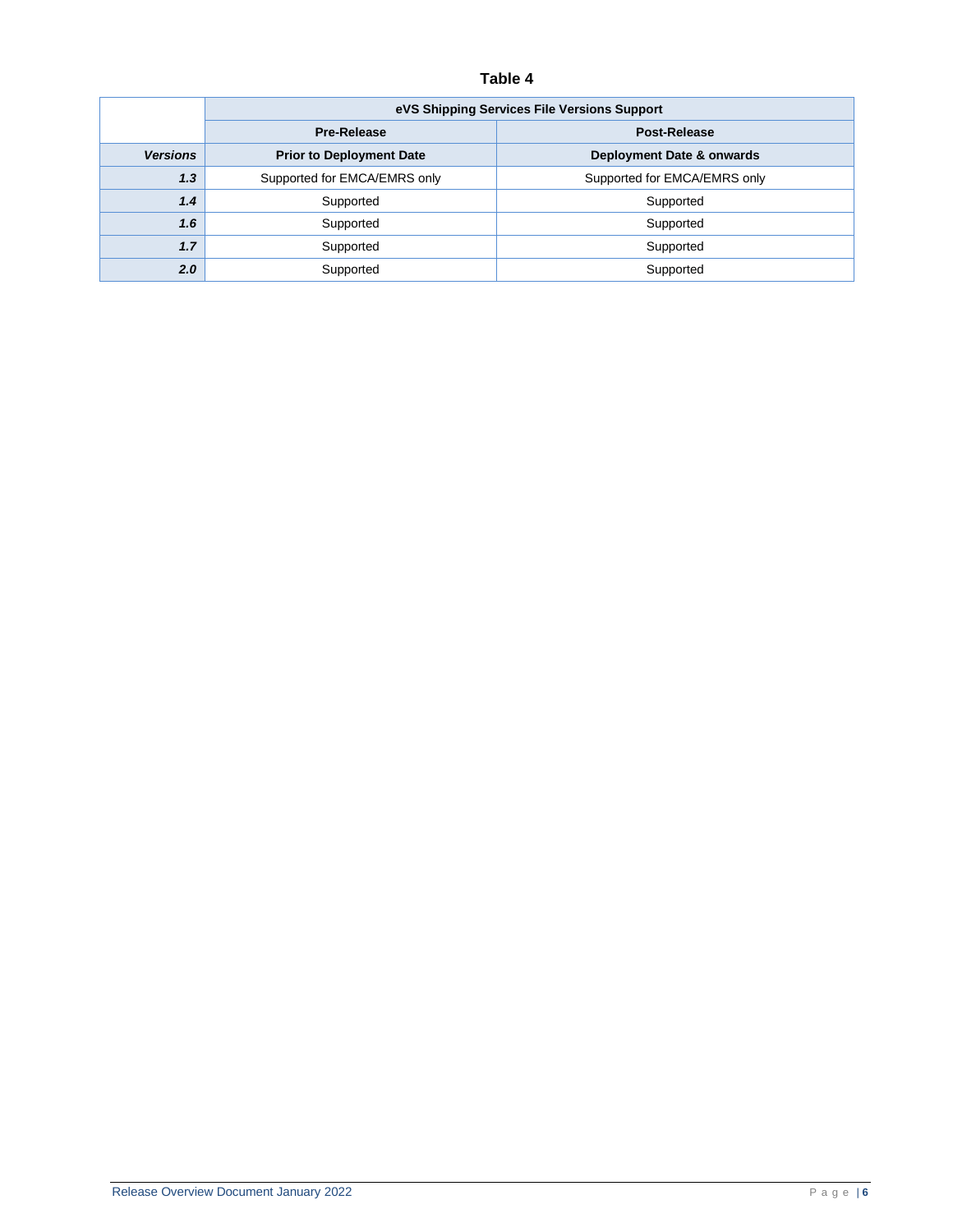**Table 4**

| | eVS Shipping Services File Versions Support | |
|---|---|---|
| | **Pre-Release** | **Post-Release** |
| ***Versions*** | **Prior to Deployment Date** | **Deployment Date & onwards** |
| ***1.3*** | Supported for EMCA/EMRS only | Supported for EMCA/EMRS only |
| ***1.4*** | Supported | Supported |
| ***1.6*** | Supported | Supported |
| ***1.7*** | Supported | Supported |
| ***2.0*** | Supported | Supported |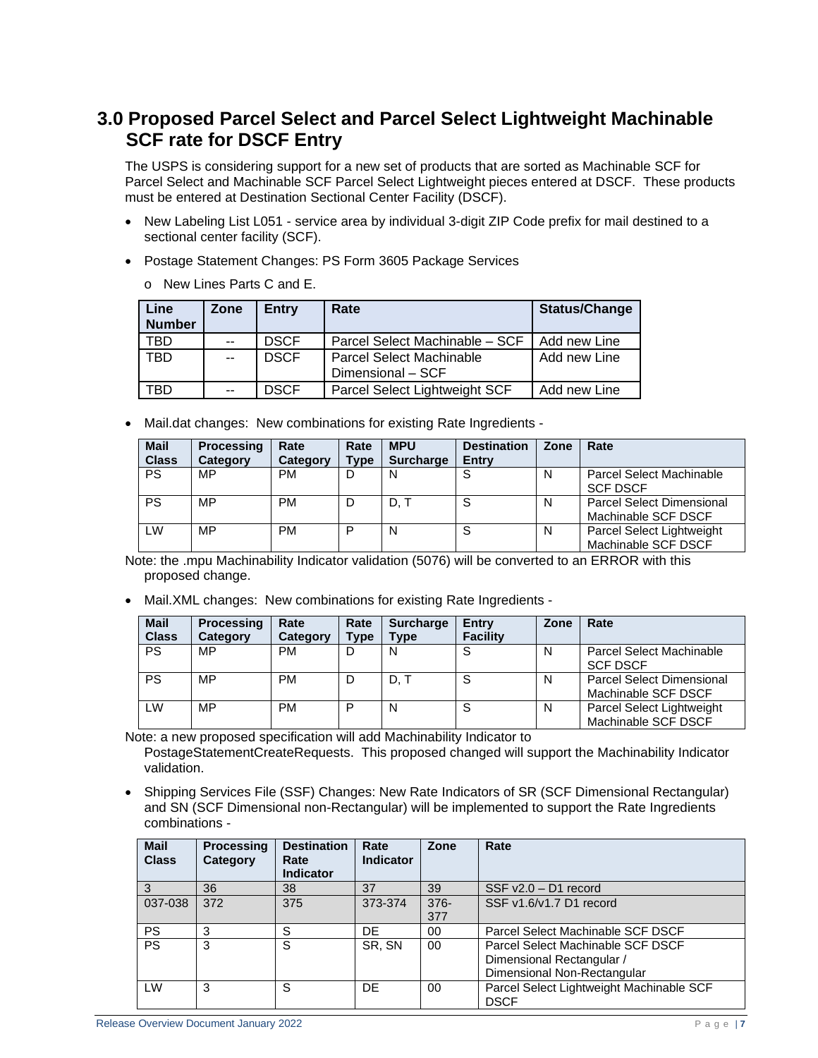## 3.0 Proposed Parcel Select and Parcel Select Lightweight Machinable SCF rate for DSCF Entry

The USPS is considering support for a new set of products that are sorted as Machinable SCF for Parcel Select and Machinable SCF Parcel Select Lightweight pieces entered at DSCF. These products must be entered at Destination Sectional Center Facility (DSCF).

- New Labeling List L051 - service area by individual 3-digit ZIP Code prefix for mail destined to a sectional center facility (SCF).
- Postage Statement Changes: PS Form 3605 Package Services
  - o New Lines Parts C and E.

| Line Number | Zone | Entry | Rate | Status/Change |
|---|---|---|---|---|
| TBD | -- | DSCF | Parcel Select Machinable – SCF | Add new Line |
| TBD | -- | DSCF | Parcel Select Machinable Dimensional – SCF | Add new Line |
| TBD | -- | DSCF | Parcel Select Lightweight SCF | Add new Line |

- Mail.dat changes: New combinations for existing Rate Ingredients -

| Mail Class | Processing Category | Rate Category | Rate Type | MPU Surcharge | Destination Entry | Zone | Rate |
|---|---|---|---|---|---|---|---|
| PS | MP | PM | D | N | S | N | Parcel Select Machinable SCF DSCF |
| PS | MP | PM | D | D, T | S | N | Parcel Select Dimensional Machinable SCF DSCF |
| LW | MP | PM | P | N | S | N | Parcel Select Lightweight Machinable SCF DSCF |

Note: the .mpu Machinability Indicator validation (5076) will be converted to an ERROR with this proposed change.

- Mail.XML changes: New combinations for existing Rate Ingredients -

| Mail Class | Processing Category | Rate Category | Rate Type | Surcharge Type | Entry Facility | Zone | Rate |
|---|---|---|---|---|---|---|---|
| PS | MP | PM | D | N | S | N | Parcel Select Machinable SCF DSCF |
| PS | MP | PM | D | D, T | S | N | Parcel Select Dimensional Machinable SCF DSCF |
| LW | MP | PM | P | N | S | N | Parcel Select Lightweight Machinable SCF DSCF |

Note: a new proposed specification will add Machinability Indicator to PostageStatementCreateRequests. This proposed changed will support the Machinability Indicator validation.

- Shipping Services File (SSF) Changes: New Rate Indicators of SR (SCF Dimensional Rectangular) and SN (SCF Dimensional non-Rectangular) will be implemented to support the Rate Ingredients combinations -

| Mail Class | Processing Category | Destination Rate Indicator | Rate Indicator | Zone | Rate |
|---|---|---|---|---|---|
| 3 | 36 | 38 | 37 | 39 | SSF v2.0 – D1 record |
| 037-038 | 372 | 375 | 373-374 | 376-377 | SSF v1.6/v1.7 D1 record |
| PS | 3 | S | DE | 00 | Parcel Select Machinable SCF DSCF |
| PS | 3 | S | SR, SN | 00 | Parcel Select Machinable SCF DSCF Dimensional Rectangular / Dimensional Non-Rectangular |
| LW | 3 | S | DE | 00 | Parcel Select Lightweight Machinable SCF DSCF |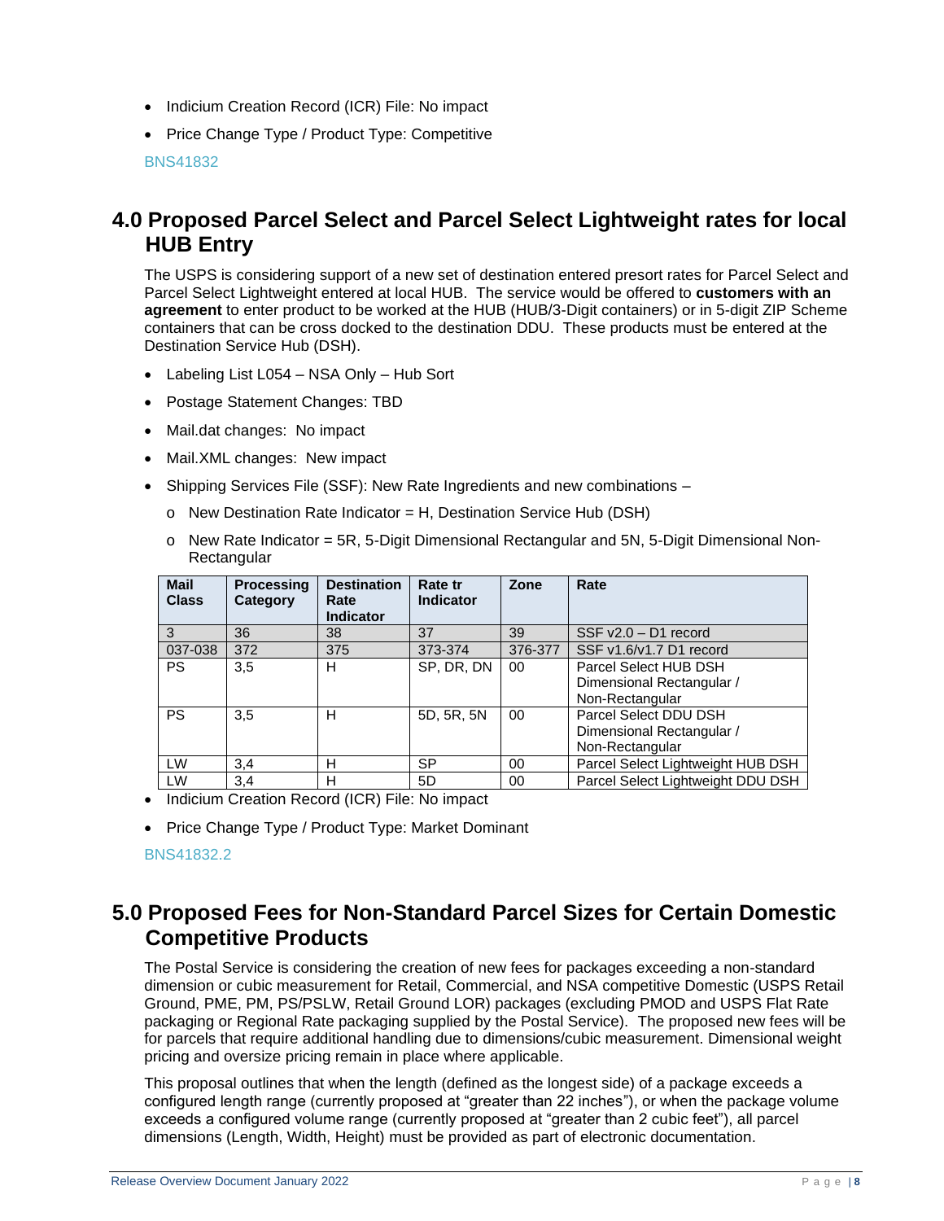- Indicium Creation Record (ICR) File: No impact
- Price Change Type / Product Type: Competitive

BNS41832

## 4.0 Proposed Parcel Select and Parcel Select Lightweight rates for local HUB Entry

The USPS is considering support of a new set of destination entered presort rates for Parcel Select and Parcel Select Lightweight entered at local HUB. The service would be offered to **customers with an agreement** to enter product to be worked at the HUB (HUB/3-Digit containers) or in 5-digit ZIP Scheme containers that can be cross docked to the destination DDU. These products must be entered at the Destination Service Hub (DSH).

- Labeling List L054 – NSA Only – Hub Sort
- Postage Statement Changes: TBD
- Mail.dat changes: No impact
- Mail.XML changes: New impact
- Shipping Services File (SSF): New Rate Ingredients and new combinations –
  - New Destination Rate Indicator = H, Destination Service Hub (DSH)
  - New Rate Indicator = 5R, 5-Digit Dimensional Rectangular and 5N, 5-Digit Dimensional Non-Rectangular

| Mail Class | Processing Category | Destination Rate Indicator | Rate tr Indicator | Zone | Rate |
|---|---|---|---|---|---|
| 3 | 36 | 38 | 37 | 39 | SSF v2.0 – D1 record |
| 037-038 | 372 | 375 | 373-374 | 376-377 | SSF v1.6/v1.7 D1 record |
| PS | 3,5 | H | SP, DR, DN | 00 | Parcel Select HUB DSH Dimensional Rectangular / Non-Rectangular |
| PS | 3,5 | H | 5D, 5R, 5N | 00 | Parcel Select DDU DSH Dimensional Rectangular / Non-Rectangular |
| LW | 3,4 | H | SP | 00 | Parcel Select Lightweight HUB DSH |
| LW | 3,4 | H | 5D | 00 | Parcel Select Lightweight DDU DSH |

- Indicium Creation Record (ICR) File: No impact
- Price Change Type / Product Type: Market Dominant

BNS41832.2

## 5.0 Proposed Fees for Non-Standard Parcel Sizes for Certain Domestic Competitive Products

The Postal Service is considering the creation of new fees for packages exceeding a non-standard dimension or cubic measurement for Retail, Commercial, and NSA competitive Domestic (USPS Retail Ground, PME, PM, PS/PSLW, Retail Ground LOR) packages (excluding PMOD and USPS Flat Rate packaging or Regional Rate packaging supplied by the Postal Service). The proposed new fees will be for parcels that require additional handling due to dimensions/cubic measurement. Dimensional weight pricing and oversize pricing remain in place where applicable.

This proposal outlines that when the length (defined as the longest side) of a package exceeds a configured length range (currently proposed at "greater than 22 inches"), or when the package volume exceeds a configured volume range (currently proposed at "greater than 2 cubic feet"), all parcel dimensions (Length, Width, Height) must be provided as part of electronic documentation.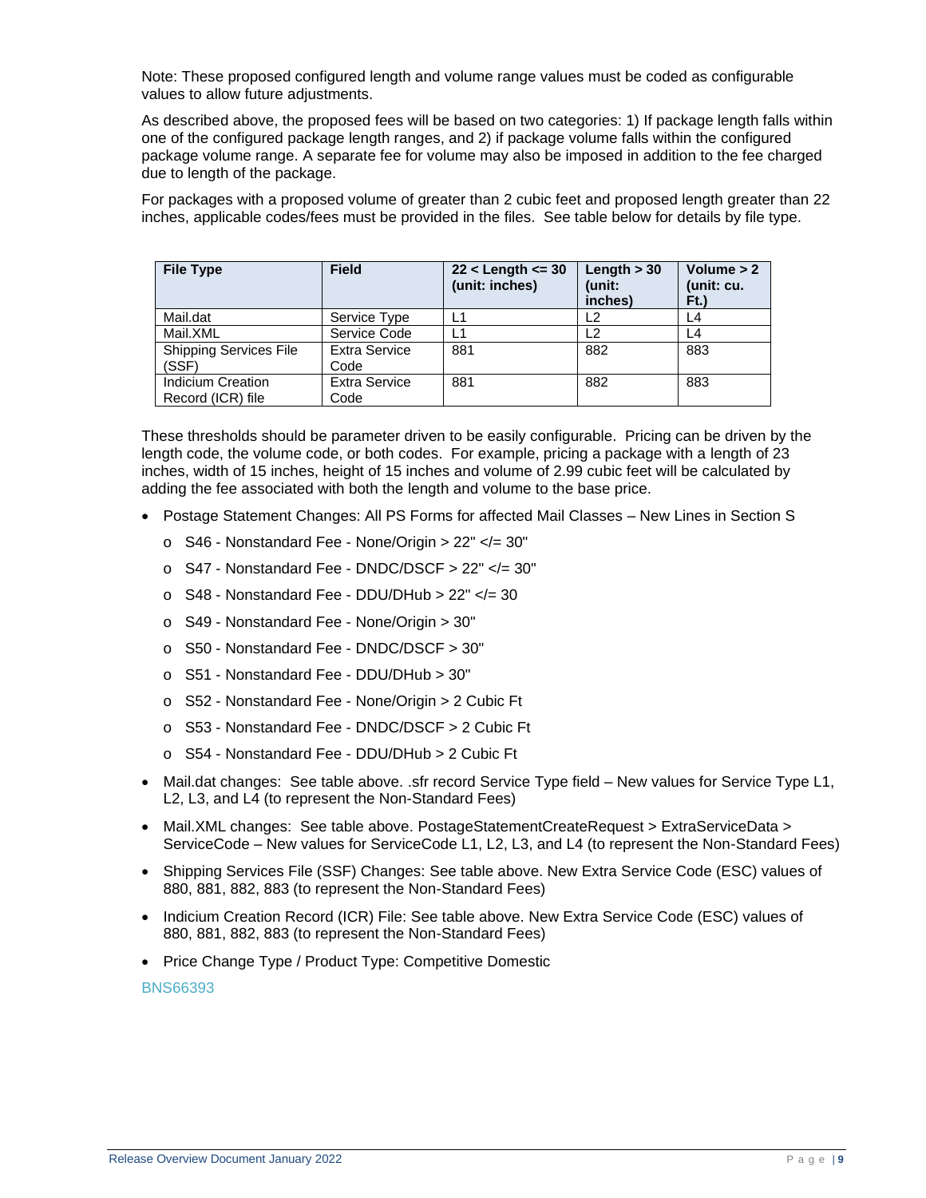Note: These proposed configured length and volume range values must be coded as configurable values to allow future adjustments.

As described above, the proposed fees will be based on two categories: 1) If package length falls within one of the configured package length ranges, and 2) if package volume falls within the configured package volume range. A separate fee for volume may also be imposed in addition to the fee charged due to length of the package.

For packages with a proposed volume of greater than 2 cubic feet and proposed length greater than 22 inches, applicable codes/fees must be provided in the files. See table below for details by file type.

| File Type | Field | 22 < Length <= 30 (unit: inches) | Length > 30 (unit: inches) | Volume > 2 (unit: cu. Ft.) |
|---|---|---|---|---|
| Mail.dat | Service Type | L1 | L2 | L4 |
| Mail.XML | Service Code | L1 | L2 | L4 |
| Shipping Services File (SSF) | Extra Service Code | 881 | 882 | 883 |
| Indicium Creation Record (ICR) file | Extra Service Code | 881 | 882 | 883 |

These thresholds should be parameter driven to be easily configurable. Pricing can be driven by the length code, the volume code, or both codes. For example, pricing a package with a length of 23 inches, width of 15 inches, height of 15 inches and volume of 2.99 cubic feet will be calculated by adding the fee associated with both the length and volume to the base price.

- Postage Statement Changes: All PS Forms for affected Mail Classes – New Lines in Section S
  - S46 - Nonstandard Fee - None/Origin > 22" </= 30"
  - S47 - Nonstandard Fee - DNDC/DSCF > 22" </= 30"
  - S48 - Nonstandard Fee - DDU/DHub > 22" </= 30
  - S49 - Nonstandard Fee - None/Origin > 30"
  - S50 - Nonstandard Fee - DNDC/DSCF > 30"
  - S51 - Nonstandard Fee - DDU/DHub > 30"
  - S52 - Nonstandard Fee - None/Origin > 2 Cubic Ft
  - S53 - Nonstandard Fee - DNDC/DSCF > 2 Cubic Ft
  - S54 - Nonstandard Fee - DDU/DHub > 2 Cubic Ft
- Mail.dat changes: See table above. .sfr record Service Type field – New values for Service Type L1, L2, L3, and L4 (to represent the Non-Standard Fees)
- Mail.XML changes: See table above. PostageStatementCreateRequest > ExtraServiceData > ServiceCode – New values for ServiceCode L1, L2, L3, and L4 (to represent the Non-Standard Fees)
- Shipping Services File (SSF) Changes: See table above. New Extra Service Code (ESC) values of 880, 881, 882, 883 (to represent the Non-Standard Fees)
- Indicium Creation Record (ICR) File: See table above. New Extra Service Code (ESC) values of 880, 881, 882, 883 (to represent the Non-Standard Fees)
- Price Change Type / Product Type: Competitive Domestic

BNS66393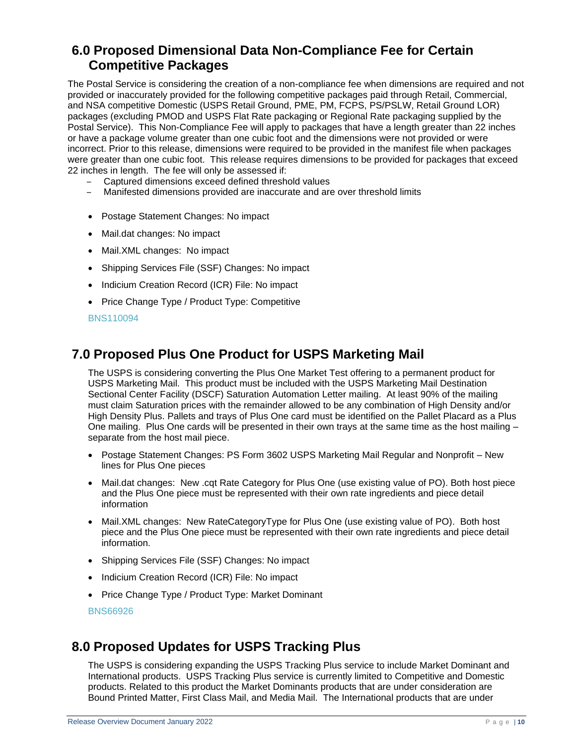## 6.0 Proposed Dimensional Data Non-Compliance Fee for Certain Competitive Packages

The Postal Service is considering the creation of a non-compliance fee when dimensions are required and not provided or inaccurately provided for the following competitive packages paid through Retail, Commercial, and NSA competitive Domestic (USPS Retail Ground, PME, PM, FCPS, PS/PSLW, Retail Ground LOR) packages (excluding PMOD and USPS Flat Rate packaging or Regional Rate packaging supplied by the Postal Service). This Non-Compliance Fee will apply to packages that have a length greater than 22 inches or have a package volume greater than one cubic foot and the dimensions were not provided or were incorrect. Prior to this release, dimensions were required to be provided in the manifest file when packages were greater than one cubic foot. This release requires dimensions to be provided for packages that exceed 22 inches in length. The fee will only be assessed if:

- Captured dimensions exceed defined threshold values
- Manifested dimensions provided are inaccurate and are over threshold limits

- Postage Statement Changes: No impact
- Mail.dat changes: No impact
- Mail.XML changes: No impact
- Shipping Services File (SSF) Changes: No impact
- Indicium Creation Record (ICR) File: No impact
- Price Change Type / Product Type: Competitive

BNS110094

## 7.0 Proposed Plus One Product for USPS Marketing Mail

The USPS is considering converting the Plus One Market Test offering to a permanent product for USPS Marketing Mail. This product must be included with the USPS Marketing Mail Destination Sectional Center Facility (DSCF) Saturation Automation Letter mailing. At least 90% of the mailing must claim Saturation prices with the remainder allowed to be any combination of High Density and/or High Density Plus. Pallets and trays of Plus One card must be identified on the Pallet Placard as a Plus One mailing. Plus One cards will be presented in their own trays at the same time as the host mailing – separate from the host mail piece.

- Postage Statement Changes: PS Form 3602 USPS Marketing Mail Regular and Nonprofit – New lines for Plus One pieces
- Mail.dat changes: New .cqt Rate Category for Plus One (use existing value of PO). Both host piece and the Plus One piece must be represented with their own rate ingredients and piece detail information
- Mail.XML changes: New RateCategoryType for Plus One (use existing value of PO). Both host piece and the Plus One piece must be represented with their own rate ingredients and piece detail information.
- Shipping Services File (SSF) Changes: No impact
- Indicium Creation Record (ICR) File: No impact
- Price Change Type / Product Type: Market Dominant

BNS66926

## 8.0 Proposed Updates for USPS Tracking Plus

The USPS is considering expanding the USPS Tracking Plus service to include Market Dominant and International products. USPS Tracking Plus service is currently limited to Competitive and Domestic products. Related to this product the Market Dominants products that are under consideration are Bound Printed Matter, First Class Mail, and Media Mail. The International products that are under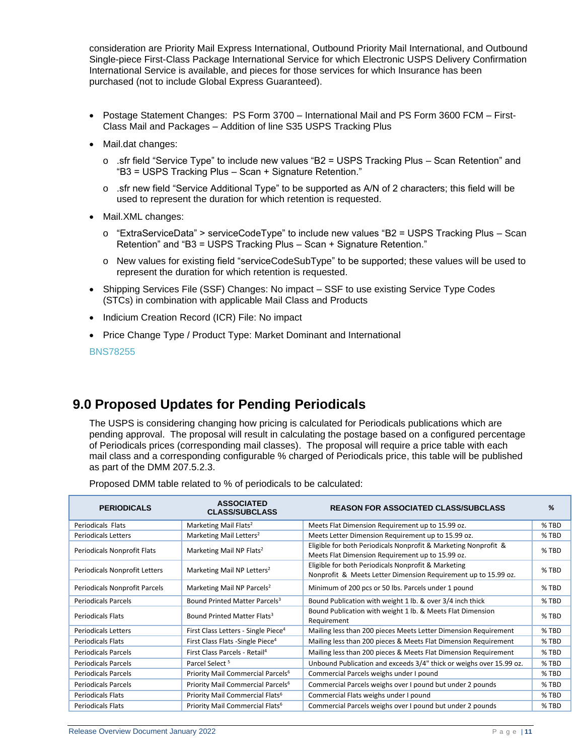consideration are Priority Mail Express International, Outbound Priority Mail International, and Outbound Single-piece First-Class Package International Service for which Electronic USPS Delivery Confirmation International Service is available, and pieces for those services for which Insurance has been purchased (not to include Global Express Guaranteed).

- Postage Statement Changes: PS Form 3700 – International Mail and PS Form 3600 FCM – First-Class Mail and Packages – Addition of line S35 USPS Tracking Plus
- Mail.dat changes:
  - .sfr field "Service Type" to include new values "B2 = USPS Tracking Plus – Scan Retention" and "B3 = USPS Tracking Plus – Scan + Signature Retention."
  - .sfr new field "Service Additional Type" to be supported as A/N of 2 characters; this field will be used to represent the duration for which retention is requested.
- Mail.XML changes:
  - "ExtraServiceData" > serviceCodeType" to include new values "B2 = USPS Tracking Plus – Scan Retention" and "B3 = USPS Tracking Plus – Scan + Signature Retention."
  - New values for existing field "serviceCodeSubType" to be supported; these values will be used to represent the duration for which retention is requested.
- Shipping Services File (SSF) Changes: No impact – SSF to use existing Service Type Codes (STCs) in combination with applicable Mail Class and Products
- Indicium Creation Record (ICR) File: No impact
- Price Change Type / Product Type: Market Dominant and International

BNS78255

## 9.0 Proposed Updates for Pending Periodicals

The USPS is considering changing how pricing is calculated for Periodicals publications which are pending approval. The proposal will result in calculating the postage based on a configured percentage of Periodicals prices (corresponding mail classes). The proposal will require a price table with each mail class and a corresponding configurable % charged of Periodicals price, this table will be published as part of the DMM 207.5.2.3.

Proposed DMM table related to % of periodicals to be calculated:

| PERIODICALS | ASSOCIATED CLASS/SUBCLASS | REASON FOR ASSOCIATED CLASS/SUBCLASS | % |
|---|---|---|---|
| Periodicals Flats | Marketing Mail Flats[2] | Meets Flat Dimension Requirement up to 15.99 oz. | % TBD |
| Periodicals Letters | Marketing Mail Letters[2] | Meets Letter Dimension Requirement up to 15.99 oz. | % TBD |
| Periodicals Nonprofit Flats | Marketing Mail NP Flats[2] | Eligible for both Periodicals Nonprofit & Marketing Nonprofit & Meets Flat Dimension Requirement up to 15.99 oz. | % TBD |
| Periodicals Nonprofit Letters | Marketing Mail NP Letters[2] | Eligible for both Periodicals Nonprofit & Marketing Nonprofit & Meets Letter Dimension Requirement up to 15.99 oz. | % TBD |
| Periodicals Nonprofit Parcels | Marketing Mail NP Parcels[2] | Minimum of 200 pcs or 50 lbs. Parcels under 1 pound | % TBD |
| Periodicals Parcels | Bound Printed Matter Parcels[3] | Bound Publication with weight 1 lb. & over 3/4 inch thick | % TBD |
| Periodicals Flats | Bound Printed Matter Flats[3] | Bound Publication with weight 1 lb. & Meets Flat Dimension Requirement | % TBD |
| Periodicals Letters | First Class Letters - Single Piece[4] | Mailing less than 200 pieces Meets Letter Dimension Requirement | % TBD |
| Periodicals Flats | First Class Flats -Single Piece[4] | Mailing less than 200 pieces & Meets Flat Dimension Requirement | % TBD |
| Periodicals Parcels | First Class Parcels - Retail[4] | Mailing less than 200 pieces & Meets Flat Dimension Requirement | % TBD |
| Periodicals Parcels | Parcel Select [5] | Unbound Publication and exceeds 3/4" thick or weighs over 15.99 oz. | % TBD |
| Periodicals Parcels | Priority Mail Commercial Parcels[6] | Commercial Parcels weighs under I pound | % TBD |
| Periodicals Parcels | Priority Mail Commercial Parcels[6] | Commercial Parcels weighs over I pound but under 2 pounds | % TBD |
| Periodicals Flats | Priority Mail Commercial Flats[6] | Commercial Flats weighs under I pound | % TBD |
| Periodicals Flats | Priority Mail Commercial Flats[6] | Commercial Parcels weighs over I pound but under 2 pounds | % TBD |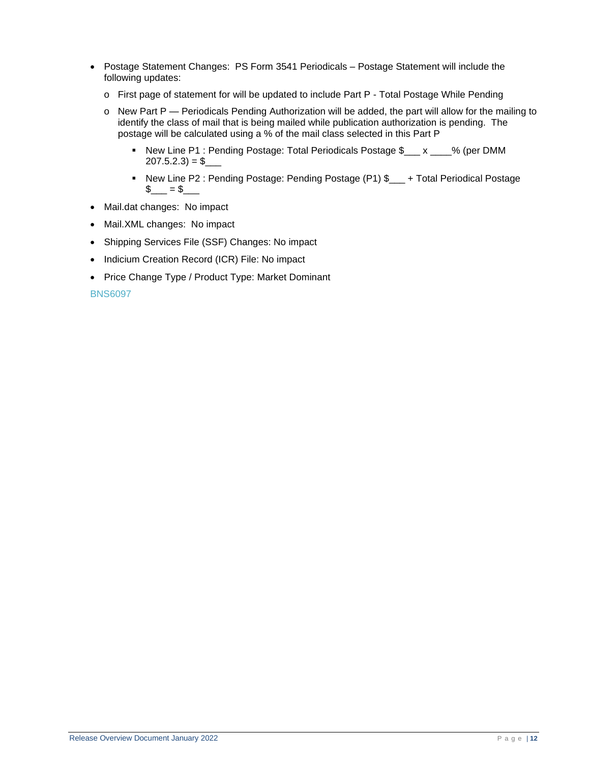- Postage Statement Changes: PS Form 3541 Periodicals – Postage Statement will include the following updates:
  - First page of statement for will be updated to include Part P - Total Postage While Pending
  - New Part P — Periodicals Pending Authorization will be added, the part will allow for the mailing to identify the class of mail that is being mailed while publication authorization is pending. The postage will be calculated using a % of the mail class selected in this Part P
    - New Line P1 : Pending Postage: Total Periodicals Postage $___ x ____% (per DMM 207.5.2.3) = $___
    - New Line P2 : Pending Postage: Pending Postage (P1) $___ + Total Periodical Postage $___ = $___
- Mail.dat changes: No impact
- Mail.XML changes: No impact
- Shipping Services File (SSF) Changes: No impact
- Indicium Creation Record (ICR) File: No impact
- Price Change Type / Product Type: Market Dominant

BNS6097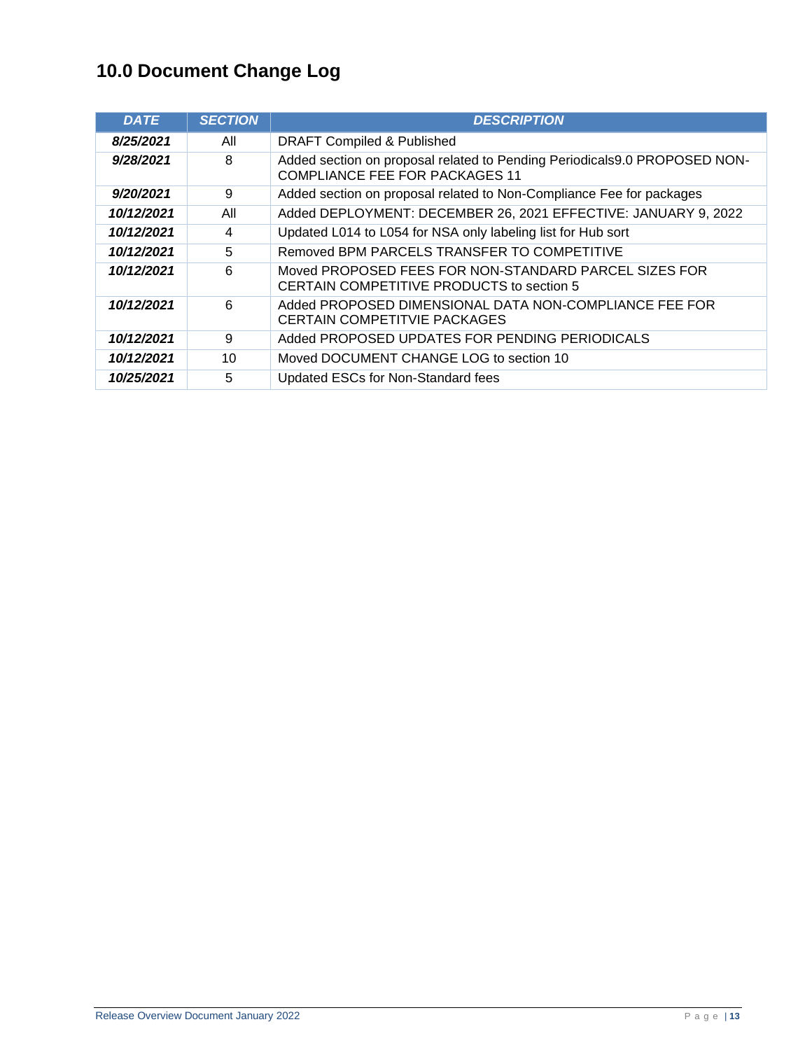# 10.0 Document Change Log

| *DATE* | *SECTION* | *DESCRIPTION* |
|---|---|---|
| ***8/25/2021*** | All | DRAFT Compiled & Published |
| ***9/28/2021*** | 8 | Added section on proposal related to Pending Periodicals9.0 PROPOSED NON-COMPLIANCE FEE FOR PACKAGES 11 |
| ***9/20/2021*** | 9 | Added section on proposal related to Non-Compliance Fee for packages |
| ***10/12/2021*** | All | Added DEPLOYMENT: DECEMBER 26, 2021 EFFECTIVE: JANUARY 9, 2022 |
| ***10/12/2021*** | 4 | Updated L014 to L054 for NSA only labeling list for Hub sort |
| ***10/12/2021*** | 5 | Removed BPM PARCELS TRANSFER TO COMPETITIVE |
| ***10/12/2021*** | 6 | Moved PROPOSED FEES FOR NON-STANDARD PARCEL SIZES FOR CERTAIN COMPETITIVE PRODUCTS to section 5 |
| ***10/12/2021*** | 6 | Added PROPOSED DIMENSIONAL DATA NON-COMPLIANCE FEE FOR CERTAIN COMPETITVIE PACKAGES |
| ***10/12/2021*** | 9 | Added PROPOSED UPDATES FOR PENDING PERIODICALS |
| ***10/12/2021*** | 10 | Moved DOCUMENT CHANGE LOG to section 10 |
| ***10/25/2021*** | 5 | Updated ESCs for Non-Standard fees |